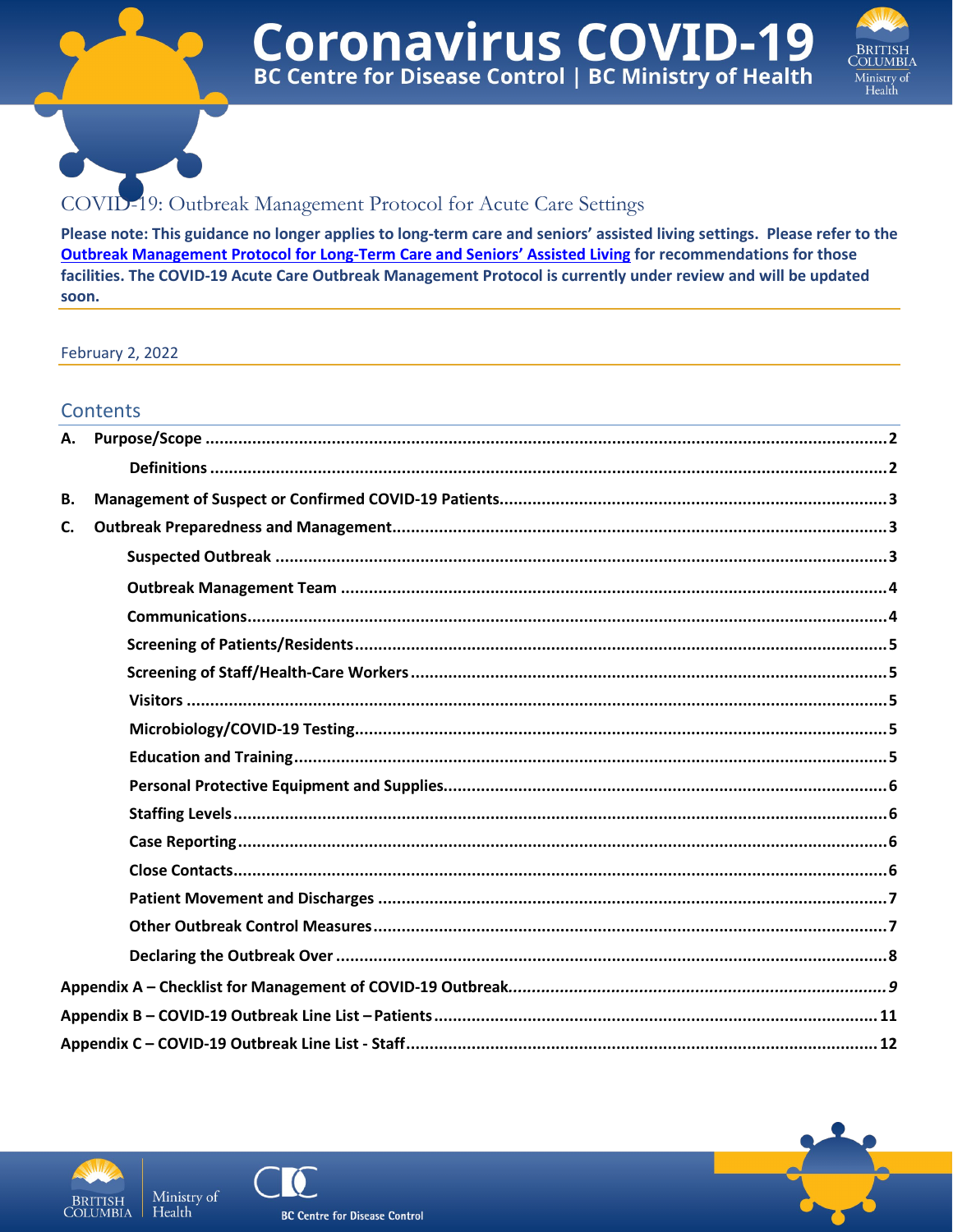# COVID-19: Outbreak Management Protocol for Acute Care Settings

**Please note: This guidance no longer applies to long-term care and seniors' assisted living settings. Please refer to the Outbreak Management Protocol for Long-Term Care and Seniors' Assisted Living for recommendations for those facilities. The COVID-19 Acute Care Outbreak Management Protocol is currently under review and will be updated soon.**

February 2, 2022

## Contents

**A. Purpose/Scope** .......... 2

- **Definitions** .......... 2

**B. Management of Suspect or Confirmed COVID-19 Patients** .......... 3

**C. Outbreak Preparedness and Management** .......... 3

- **Suspected Outbreak** .......... 3
- **Outbreak Management Team** .......... 4
- **Communications** .......... 4
- **Screening of Patients/Residents** .......... 5
- **Screening of Staff/Health-Care Workers** .......... 5
- **Visitors** .......... 5
- **Microbiology/COVID-19 Testing** .......... 5
- **Education and Training** .......... 5
- **Personal Protective Equipment and Supplies** .......... 6
- **Staffing Levels** .......... 6
- **Case Reporting** .......... 6
- **Close Contacts** .......... 6
- **Patient Movement and Discharges** .......... 7
- **Other Outbreak Control Measures** .......... 7
- **Declaring the Outbreak Over** .......... 8

**Appendix A – Checklist for Management of COVID-19 Outbreak** .......... *9*

**Appendix B – COVID-19 Outbreak Line List – Patients** .......... 11

**Appendix C – COVID-19 Outbreak Line List - Staff** .......... 12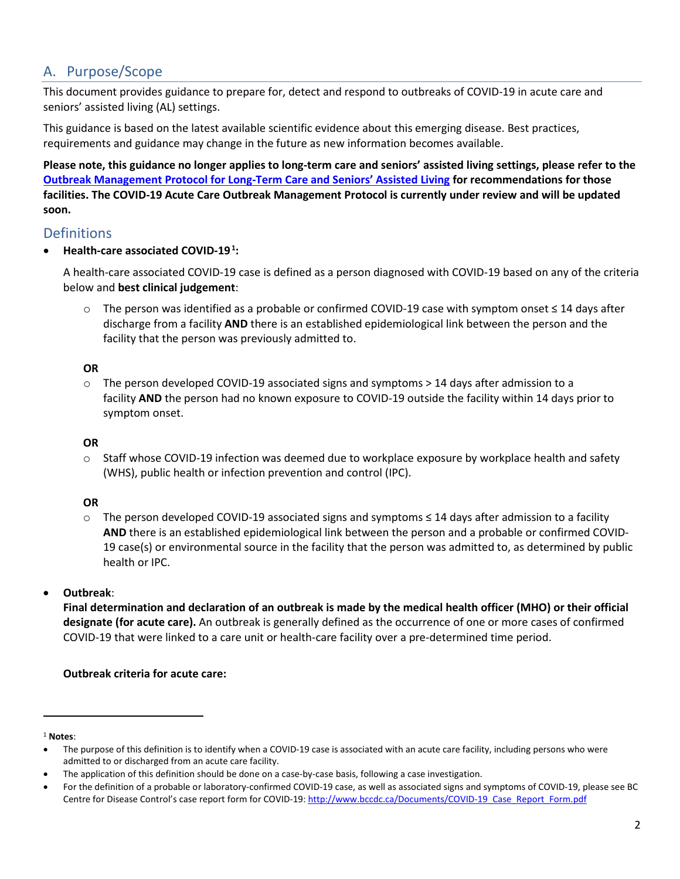## A. Purpose/Scope

This document provides guidance to prepare for, detect and respond to outbreaks of COVID-19 in acute care and seniors' assisted living (AL) settings.

This guidance is based on the latest available scientific evidence about this emerging disease. Best practices, requirements and guidance may change in the future as new information becomes available.

**Please note, this guidance no longer applies to long-term care and seniors' assisted living settings, please refer to the [Outbreak Management Protocol for Long-Term Care and Seniors' Assisted Living] for recommendations for those facilities. The COVID-19 Acute Care Outbreak Management Protocol is currently under review and will be updated soon.**

### Definitions

- **Health-care associated COVID-19[1]:**

  A health-care associated COVID-19 case is defined as a person diagnosed with COVID-19 based on any of the criteria below and **best clinical judgement**:

  - The person was identified as a probable or confirmed COVID-19 case with symptom onset ≤ 14 days after discharge from a facility **AND** there is an established epidemiological link between the person and the facility that the person was previously admitted to.

  **OR**

  - The person developed COVID-19 associated signs and symptoms > 14 days after admission to a facility **AND** the person had no known exposure to COVID-19 outside the facility within 14 days prior to symptom onset.

  **OR**

  - Staff whose COVID-19 infection was deemed due to workplace exposure by workplace health and safety (WHS), public health or infection prevention and control (IPC).

  **OR**

  - The person developed COVID-19 associated signs and symptoms ≤ 14 days after admission to a facility **AND** there is an established epidemiological link between the person and a probable or confirmed COVID-19 case(s) or environmental source in the facility that the person was admitted to, as determined by public health or IPC.

- **Outbreak**:
  **Final determination and declaration of an outbreak is made by the medical health officer (MHO) or their official designate (for acute care).** An outbreak is generally defined as the occurrence of one or more cases of confirmed COVID-19 that were linked to a care unit or health-care facility over a pre-determined time period.

  **Outbreak criteria for acute care:**

---

[1] **Notes**:

- The purpose of this definition is to identify when a COVID-19 case is associated with an acute care facility, including persons who were admitted to or discharged from an acute care facility.
- The application of this definition should be done on a case-by-case basis, following a case investigation.
- For the definition of a probable or laboratory-confirmed COVID-19 case, as well as associated signs and symptoms of COVID-19, please see BC Centre for Disease Control's case report form for COVID-19: http://www.bccdc.ca/Documents/COVID-19_Case_Report_Form.pdf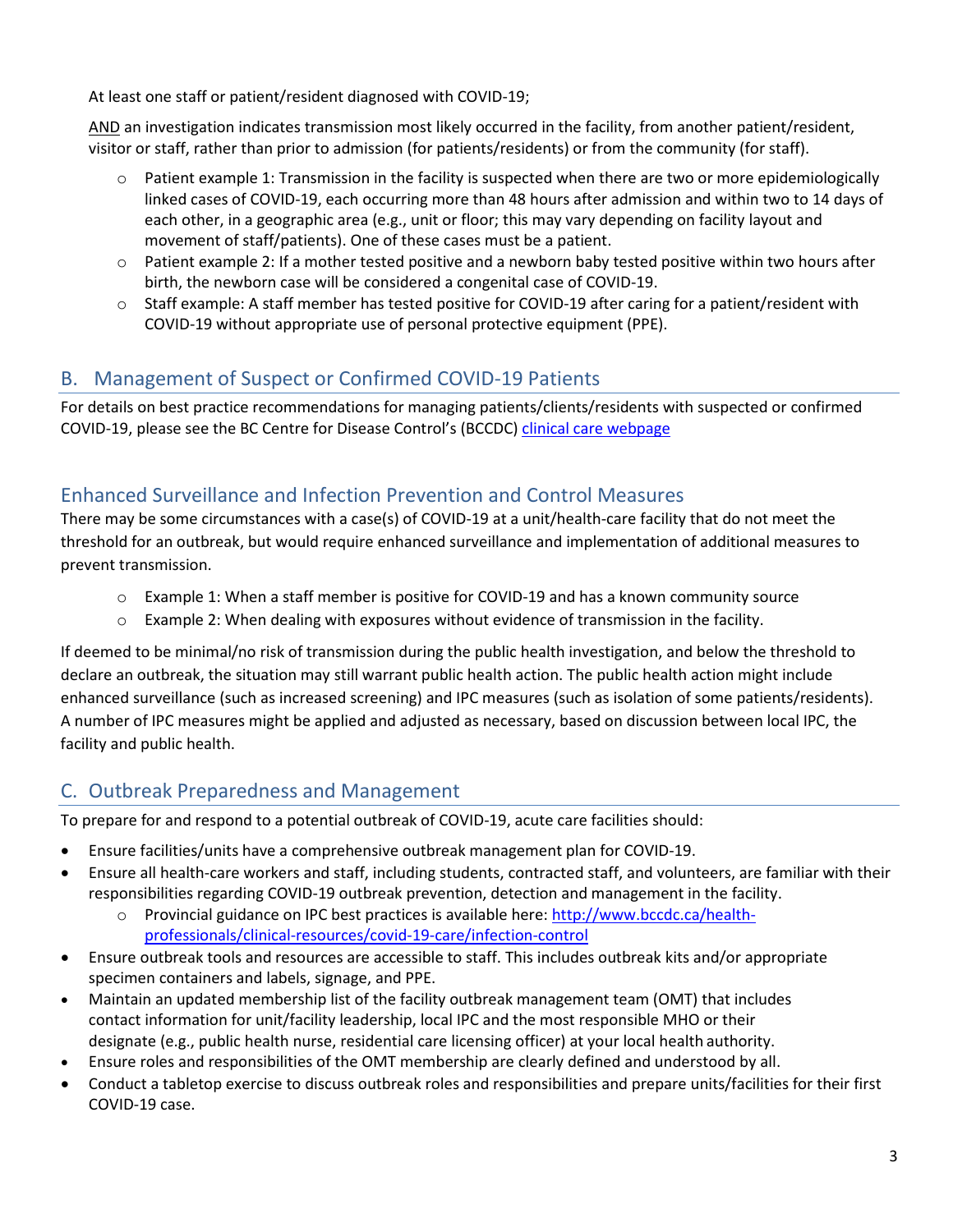At least one staff or patient/resident diagnosed with COVID-19;

<u>AND</u> an investigation indicates transmission most likely occurred in the facility, from another patient/resident, visitor or staff, rather than prior to admission (for patients/residents) or from the community (for staff).

- Patient example 1: Transmission in the facility is suspected when there are two or more epidemiologically linked cases of COVID-19, each occurring more than 48 hours after admission and within two to 14 days of each other, in a geographic area (e.g., unit or floor; this may vary depending on facility layout and movement of staff/patients). One of these cases must be a patient.
- Patient example 2: If a mother tested positive and a newborn baby tested positive within two hours after birth, the newborn case will be considered a congenital case of COVID-19.
- Staff example: A staff member has tested positive for COVID-19 after caring for a patient/resident with COVID-19 without appropriate use of personal protective equipment (PPE).

## B. Management of Suspect or Confirmed COVID-19 Patients

For details on best practice recommendations for managing patients/clients/residents with suspected or confirmed COVID-19, please see the BC Centre for Disease Control's (BCCDC) [clinical care webpage](clinical care webpage)

## Enhanced Surveillance and Infection Prevention and Control Measures

There may be some circumstances with a case(s) of COVID-19 at a unit/health-care facility that do not meet the threshold for an outbreak, but would require enhanced surveillance and implementation of additional measures to prevent transmission.

- Example 1: When a staff member is positive for COVID-19 and has a known community source
- Example 2: When dealing with exposures without evidence of transmission in the facility.

If deemed to be minimal/no risk of transmission during the public health investigation, and below the threshold to declare an outbreak, the situation may still warrant public health action. The public health action might include enhanced surveillance (such as increased screening) and IPC measures (such as isolation of some patients/residents). A number of IPC measures might be applied and adjusted as necessary, based on discussion between local IPC, the facility and public health.

## C. Outbreak Preparedness and Management

To prepare for and respond to a potential outbreak of COVID-19, acute care facilities should:

- Ensure facilities/units have a comprehensive outbreak management plan for COVID-19.
- Ensure all health-care workers and staff, including students, contracted staff, and volunteers, are familiar with their responsibilities regarding COVID-19 outbreak prevention, detection and management in the facility.
  - Provincial guidance on IPC best practices is available here: [http://www.bccdc.ca/health-professionals/clinical-resources/covid-19-care/infection-control](http://www.bccdc.ca/health-professionals/clinical-resources/covid-19-care/infection-control)
- Ensure outbreak tools and resources are accessible to staff. This includes outbreak kits and/or appropriate specimen containers and labels, signage, and PPE.
- Maintain an updated membership list of the facility outbreak management team (OMT) that includes contact information for unit/facility leadership, local IPC and the most responsible MHO or their designate (e.g., public health nurse, residential care licensing officer) at your local health authority.
- Ensure roles and responsibilities of the OMT membership are clearly defined and understood by all.
- Conduct a tabletop exercise to discuss outbreak roles and responsibilities and prepare units/facilities for their first COVID-19 case.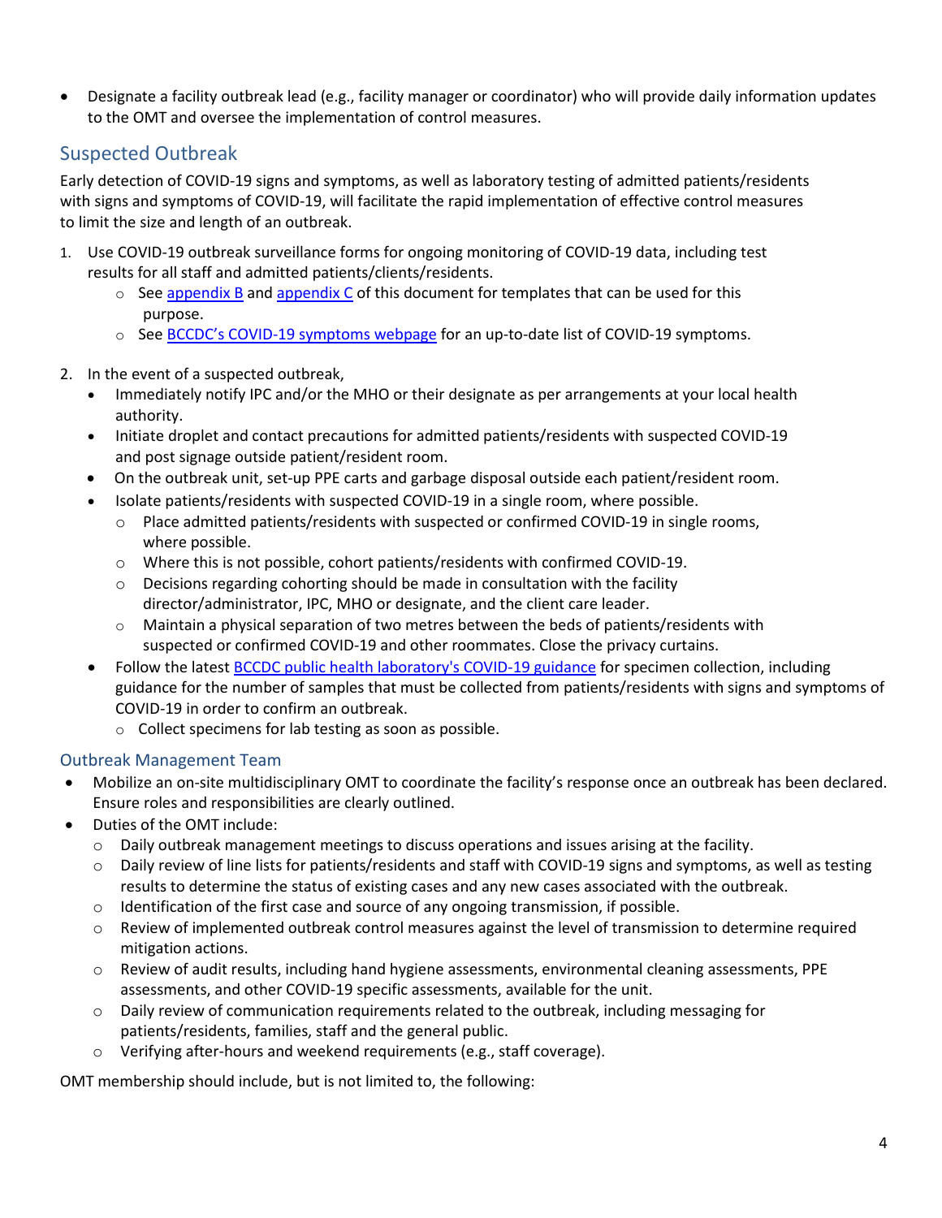- Designate a facility outbreak lead (e.g., facility manager or coordinator) who will provide daily information updates to the OMT and oversee the implementation of control measures.

## Suspected Outbreak

Early detection of COVID-19 signs and symptoms, as well as laboratory testing of admitted patients/residents with signs and symptoms of COVID-19, will facilitate the rapid implementation of effective control measures to limit the size and length of an outbreak.

1. Use COVID-19 outbreak surveillance forms for ongoing monitoring of COVID-19 data, including test results for all staff and admitted patients/clients/residents.
   - See appendix B and appendix C of this document for templates that can be used for this purpose.
   - See BCCDC's COVID-19 symptoms webpage for an up-to-date list of COVID-19 symptoms.

2. In the event of a suspected outbreak,
   - Immediately notify IPC and/or the MHO or their designate as per arrangements at your local health authority.
   - Initiate droplet and contact precautions for admitted patients/residents with suspected COVID-19 and post signage outside patient/resident room.
   - On the outbreak unit, set-up PPE carts and garbage disposal outside each patient/resident room.
   - Isolate patients/residents with suspected COVID-19 in a single room, where possible.
     - Place admitted patients/residents with suspected or confirmed COVID-19 in single rooms, where possible.
     - Where this is not possible, cohort patients/residents with confirmed COVID-19.
     - Decisions regarding cohorting should be made in consultation with the facility director/administrator, IPC, MHO or designate, and the client care leader.
     - Maintain a physical separation of two metres between the beds of patients/residents with suspected or confirmed COVID-19 and other roommates. Close the privacy curtains.
   - Follow the latest BCCDC public health laboratory's COVID-19 guidance for specimen collection, including guidance for the number of samples that must be collected from patients/residents with signs and symptoms of COVID-19 in order to confirm an outbreak.
     - Collect specimens for lab testing as soon as possible.

### Outbreak Management Team

- Mobilize an on-site multidisciplinary OMT to coordinate the facility's response once an outbreak has been declared. Ensure roles and responsibilities are clearly outlined.
- Duties of the OMT include:
  - Daily outbreak management meetings to discuss operations and issues arising at the facility.
  - Daily review of line lists for patients/residents and staff with COVID-19 signs and symptoms, as well as testing results to determine the status of existing cases and any new cases associated with the outbreak.
  - Identification of the first case and source of any ongoing transmission, if possible.
  - Review of implemented outbreak control measures against the level of transmission to determine required mitigation actions.
  - Review of audit results, including hand hygiene assessments, environmental cleaning assessments, PPE assessments, and other COVID-19 specific assessments, available for the unit.
  - Daily review of communication requirements related to the outbreak, including messaging for patients/residents, families, staff and the general public.
  - Verifying after-hours and weekend requirements (e.g., staff coverage).

OMT membership should include, but is not limited to, the following: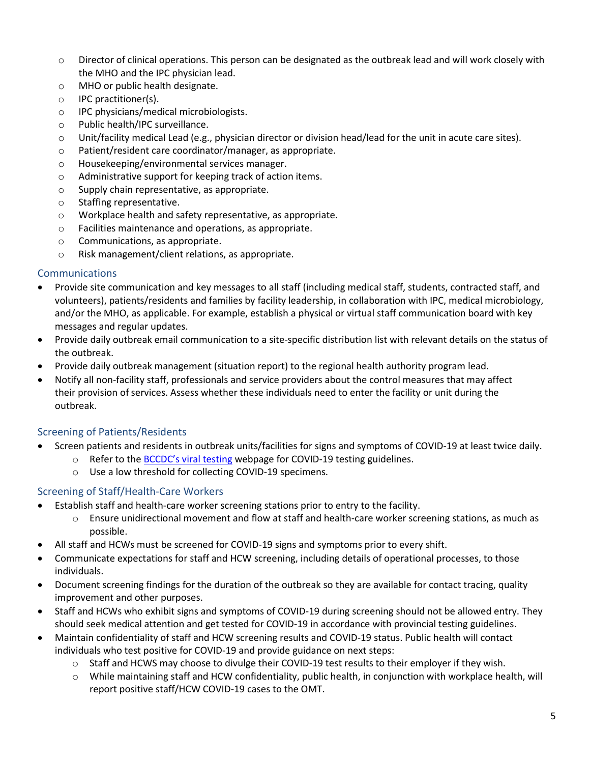- Director of clinical operations. This person can be designated as the outbreak lead and will work closely with the MHO and the IPC physician lead.
- MHO or public health designate.
- IPC practitioner(s).
- IPC physicians/medical microbiologists.
- Public health/IPC surveillance.
- Unit/facility medical Lead (e.g., physician director or division head/lead for the unit in acute care sites).
- Patient/resident care coordinator/manager, as appropriate.
- Housekeeping/environmental services manager.
- Administrative support for keeping track of action items.
- Supply chain representative, as appropriate.
- Staffing representative.
- Workplace health and safety representative, as appropriate.
- Facilities maintenance and operations, as appropriate.
- Communications, as appropriate.
- Risk management/client relations, as appropriate.

## Communications

- Provide site communication and key messages to all staff (including medical staff, students, contracted staff, and volunteers), patients/residents and families by facility leadership, in collaboration with IPC, medical microbiology, and/or the MHO, as applicable. For example, establish a physical or virtual staff communication board with key messages and regular updates.
- Provide daily outbreak email communication to a site-specific distribution list with relevant details on the status of the outbreak.
- Provide daily outbreak management (situation report) to the regional health authority program lead.
- Notify all non-facility staff, professionals and service providers about the control measures that may affect their provision of services. Assess whether these individuals need to enter the facility or unit during the outbreak.

## Screening of Patients/Residents

- Screen patients and residents in outbreak units/facilities for signs and symptoms of COVID-19 at least twice daily.
  - Refer to the BCCDC's viral testing webpage for COVID-19 testing guidelines.
  - Use a low threshold for collecting COVID-19 specimens.

## Screening of Staff/Health-Care Workers

- Establish staff and health-care worker screening stations prior to entry to the facility.
  - Ensure unidirectional movement and flow at staff and health-care worker screening stations, as much as possible.
- All staff and HCWs must be screened for COVID-19 signs and symptoms prior to every shift.
- Communicate expectations for staff and HCW screening, including details of operational processes, to those individuals.
- Document screening findings for the duration of the outbreak so they are available for contact tracing, quality improvement and other purposes.
- Staff and HCWs who exhibit signs and symptoms of COVID-19 during screening should not be allowed entry. They should seek medical attention and get tested for COVID-19 in accordance with provincial testing guidelines.
- Maintain confidentiality of staff and HCW screening results and COVID-19 status. Public health will contact individuals who test positive for COVID-19 and provide guidance on next steps:
  - Staff and HCWS may choose to divulge their COVID-19 test results to their employer if they wish.
  - While maintaining staff and HCW confidentiality, public health, in conjunction with workplace health, will report positive staff/HCW COVID-19 cases to the OMT.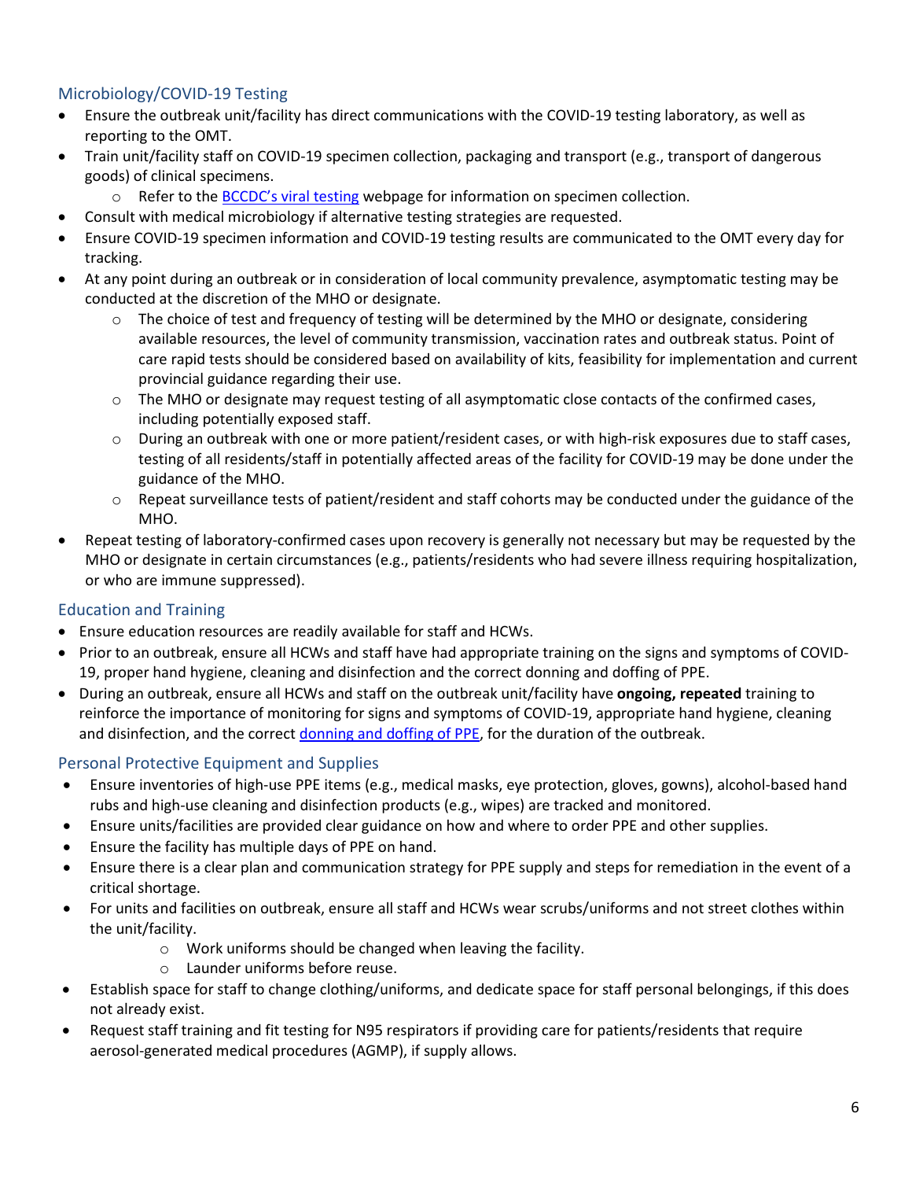## Microbiology/COVID-19 Testing

- Ensure the outbreak unit/facility has direct communications with the COVID-19 testing laboratory, as well as reporting to the OMT.
- Train unit/facility staff on COVID-19 specimen collection, packaging and transport (e.g., transport of dangerous goods) of clinical specimens.
  - Refer to the [BCCDC's viral testing]() webpage for information on specimen collection.
- Consult with medical microbiology if alternative testing strategies are requested.
- Ensure COVID-19 specimen information and COVID-19 testing results are communicated to the OMT every day for tracking.
- At any point during an outbreak or in consideration of local community prevalence, asymptomatic testing may be conducted at the discretion of the MHO or designate.
  - The choice of test and frequency of testing will be determined by the MHO or designate, considering available resources, the level of community transmission, vaccination rates and outbreak status. Point of care rapid tests should be considered based on availability of kits, feasibility for implementation and current provincial guidance regarding their use.
  - The MHO or designate may request testing of all asymptomatic close contacts of the confirmed cases, including potentially exposed staff.
  - During an outbreak with one or more patient/resident cases, or with high-risk exposures due to staff cases, testing of all residents/staff in potentially affected areas of the facility for COVID-19 may be done under the guidance of the MHO.
  - Repeat surveillance tests of patient/resident and staff cohorts may be conducted under the guidance of the MHO.
- Repeat testing of laboratory-confirmed cases upon recovery is generally not necessary but may be requested by the MHO or designate in certain circumstances (e.g., patients/residents who had severe illness requiring hospitalization, or who are immune suppressed).

## Education and Training

- Ensure education resources are readily available for staff and HCWs.
- Prior to an outbreak, ensure all HCWs and staff have had appropriate training on the signs and symptoms of COVID-19, proper hand hygiene, cleaning and disinfection and the correct donning and doffing of PPE.
- During an outbreak, ensure all HCWs and staff on the outbreak unit/facility have **ongoing, repeated** training to reinforce the importance of monitoring for signs and symptoms of COVID-19, appropriate hand hygiene, cleaning and disinfection, and the correct [donning and doffing of PPE](), for the duration of the outbreak.

## Personal Protective Equipment and Supplies

- Ensure inventories of high-use PPE items (e.g., medical masks, eye protection, gloves, gowns), alcohol-based hand rubs and high-use cleaning and disinfection products (e.g., wipes) are tracked and monitored.
- Ensure units/facilities are provided clear guidance on how and where to order PPE and other supplies.
- Ensure the facility has multiple days of PPE on hand.
- Ensure there is a clear plan and communication strategy for PPE supply and steps for remediation in the event of a critical shortage.
- For units and facilities on outbreak, ensure all staff and HCWs wear scrubs/uniforms and not street clothes within the unit/facility.
  - Work uniforms should be changed when leaving the facility.
  - Launder uniforms before reuse.
- Establish space for staff to change clothing/uniforms, and dedicate space for staff personal belongings, if this does not already exist.
- Request staff training and fit testing for N95 respirators if providing care for patients/residents that require aerosol-generated medical procedures (AGMP), if supply allows.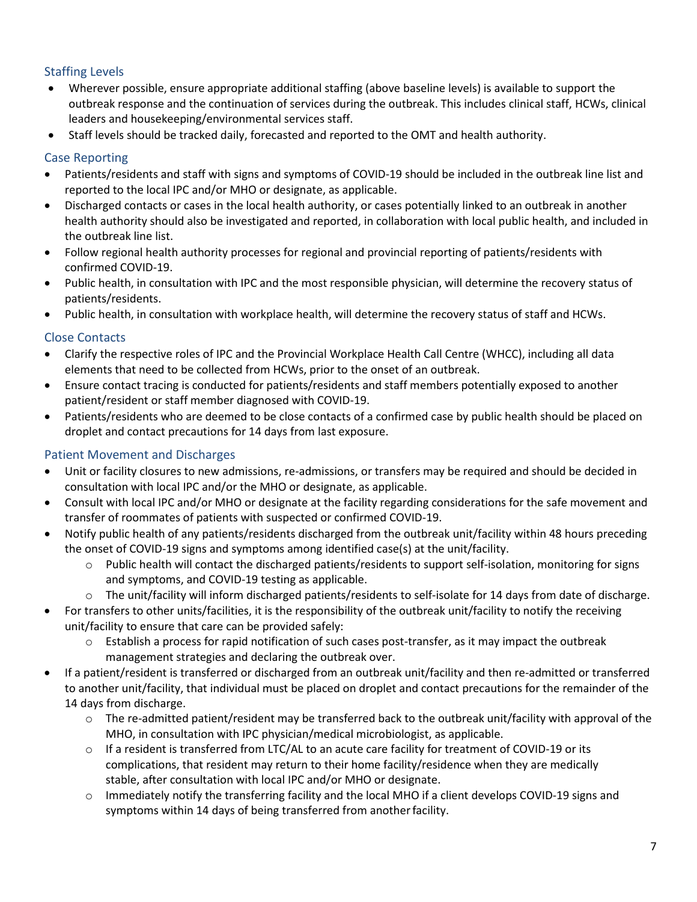## Staffing Levels

- Wherever possible, ensure appropriate additional staffing (above baseline levels) is available to support the outbreak response and the continuation of services during the outbreak. This includes clinical staff, HCWs, clinical leaders and housekeeping/environmental services staff.
- Staff levels should be tracked daily, forecasted and reported to the OMT and health authority.

## Case Reporting

- Patients/residents and staff with signs and symptoms of COVID-19 should be included in the outbreak line list and reported to the local IPC and/or MHO or designate, as applicable.
- Discharged contacts or cases in the local health authority, or cases potentially linked to an outbreak in another health authority should also be investigated and reported, in collaboration with local public health, and included in the outbreak line list.
- Follow regional health authority processes for regional and provincial reporting of patients/residents with confirmed COVID-19.
- Public health, in consultation with IPC and the most responsible physician, will determine the recovery status of patients/residents.
- Public health, in consultation with workplace health, will determine the recovery status of staff and HCWs.

## Close Contacts

- Clarify the respective roles of IPC and the Provincial Workplace Health Call Centre (WHCC), including all data elements that need to be collected from HCWs, prior to the onset of an outbreak.
- Ensure contact tracing is conducted for patients/residents and staff members potentially exposed to another patient/resident or staff member diagnosed with COVID-19.
- Patients/residents who are deemed to be close contacts of a confirmed case by public health should be placed on droplet and contact precautions for 14 days from last exposure.

## Patient Movement and Discharges

- Unit or facility closures to new admissions, re-admissions, or transfers may be required and should be decided in consultation with local IPC and/or the MHO or designate, as applicable.
- Consult with local IPC and/or MHO or designate at the facility regarding considerations for the safe movement and transfer of roommates of patients with suspected or confirmed COVID-19.
- Notify public health of any patients/residents discharged from the outbreak unit/facility within 48 hours preceding the onset of COVID-19 signs and symptoms among identified case(s) at the unit/facility.
  - Public health will contact the discharged patients/residents to support self-isolation, monitoring for signs and symptoms, and COVID-19 testing as applicable.
  - The unit/facility will inform discharged patients/residents to self-isolate for 14 days from date of discharge.
- For transfers to other units/facilities, it is the responsibility of the outbreak unit/facility to notify the receiving unit/facility to ensure that care can be provided safely:
  - Establish a process for rapid notification of such cases post-transfer, as it may impact the outbreak management strategies and declaring the outbreak over.
- If a patient/resident is transferred or discharged from an outbreak unit/facility and then re-admitted or transferred to another unit/facility, that individual must be placed on droplet and contact precautions for the remainder of the 14 days from discharge.
  - The re-admitted patient/resident may be transferred back to the outbreak unit/facility with approval of the MHO, in consultation with IPC physician/medical microbiologist, as applicable.
  - If a resident is transferred from LTC/AL to an acute care facility for treatment of COVID-19 or its complications, that resident may return to their home facility/residence when they are medically stable, after consultation with local IPC and/or MHO or designate.
  - Immediately notify the transferring facility and the local MHO if a client develops COVID-19 signs and symptoms within 14 days of being transferred from another facility.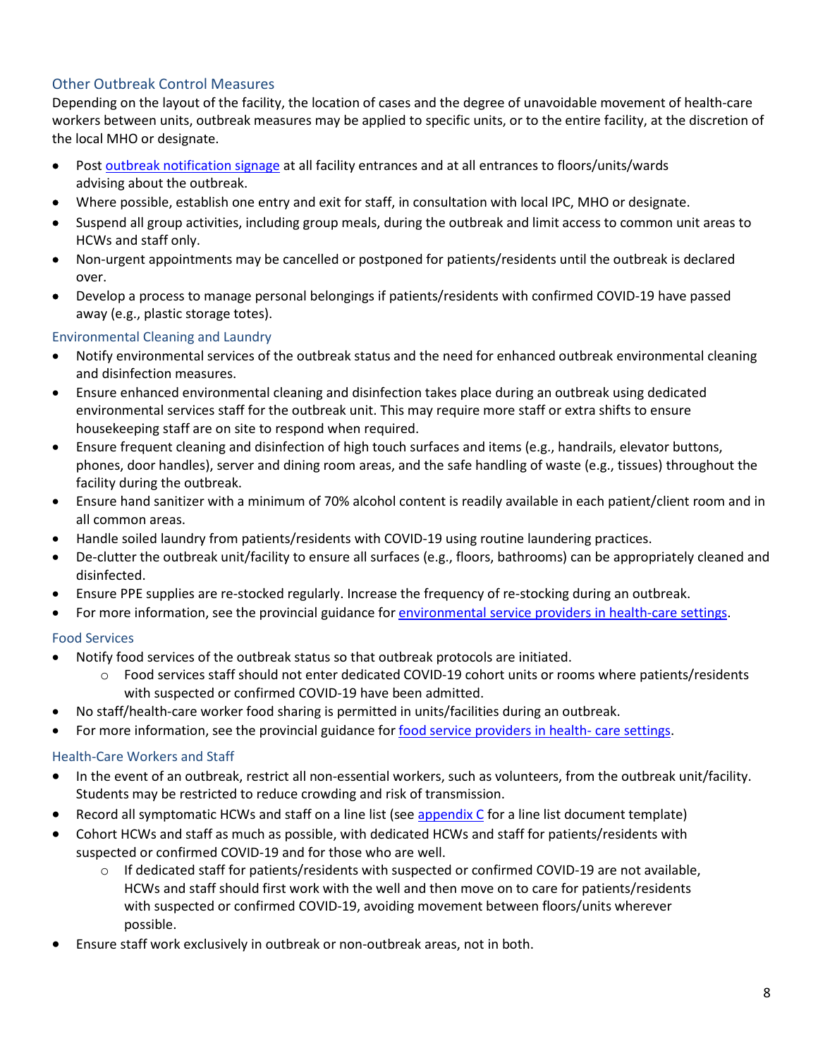### Other Outbreak Control Measures

Depending on the layout of the facility, the location of cases and the degree of unavoidable movement of health-care workers between units, outbreak measures may be applied to specific units, or to the entire facility, at the discretion of the local MHO or designate.

- Post [outbreak notification signage]() at all facility entrances and at all entrances to floors/units/wards advising about the outbreak.
- Where possible, establish one entry and exit for staff, in consultation with local IPC, MHO or designate.
- Suspend all group activities, including group meals, during the outbreak and limit access to common unit areas to HCWs and staff only.
- Non-urgent appointments may be cancelled or postponed for patients/residents until the outbreak is declared over.
- Develop a process to manage personal belongings if patients/residents with confirmed COVID-19 have passed away (e.g., plastic storage totes).

### Environmental Cleaning and Laundry

- Notify environmental services of the outbreak status and the need for enhanced outbreak environmental cleaning and disinfection measures.
- Ensure enhanced environmental cleaning and disinfection takes place during an outbreak using dedicated environmental services staff for the outbreak unit. This may require more staff or extra shifts to ensure housekeeping staff are on site to respond when required.
- Ensure frequent cleaning and disinfection of high touch surfaces and items (e.g., handrails, elevator buttons, phones, door handles), server and dining room areas, and the safe handling of waste (e.g., tissues) throughout the facility during the outbreak.
- Ensure hand sanitizer with a minimum of 70% alcohol content is readily available in each patient/client room and in all common areas.
- Handle soiled laundry from patients/residents with COVID-19 using routine laundering practices.
- De-clutter the outbreak unit/facility to ensure all surfaces (e.g., floors, bathrooms) can be appropriately cleaned and disinfected.
- Ensure PPE supplies are re-stocked regularly. Increase the frequency of re-stocking during an outbreak.
- For more information, see the provincial guidance for [environmental service providers in health-care settings]().

### Food Services

- Notify food services of the outbreak status so that outbreak protocols are initiated.
  - Food services staff should not enter dedicated COVID-19 cohort units or rooms where patients/residents with suspected or confirmed COVID-19 have been admitted.
- No staff/health-care worker food sharing is permitted in units/facilities during an outbreak.
- For more information, see the provincial guidance for [food service providers in health- care settings]().

### Health-Care Workers and Staff

- In the event of an outbreak, restrict all non-essential workers, such as volunteers, from the outbreak unit/facility. Students may be restricted to reduce crowding and risk of transmission.
- Record all symptomatic HCWs and staff on a line list (see [appendix C]() for a line list document template)
- Cohort HCWs and staff as much as possible, with dedicated HCWs and staff for patients/residents with suspected or confirmed COVID-19 and for those who are well.
  - If dedicated staff for patients/residents with suspected or confirmed COVID-19 are not available, HCWs and staff should first work with the well and then move on to care for patients/residents with suspected or confirmed COVID-19, avoiding movement between floors/units wherever possible.
- Ensure staff work exclusively in outbreak or non-outbreak areas, not in both.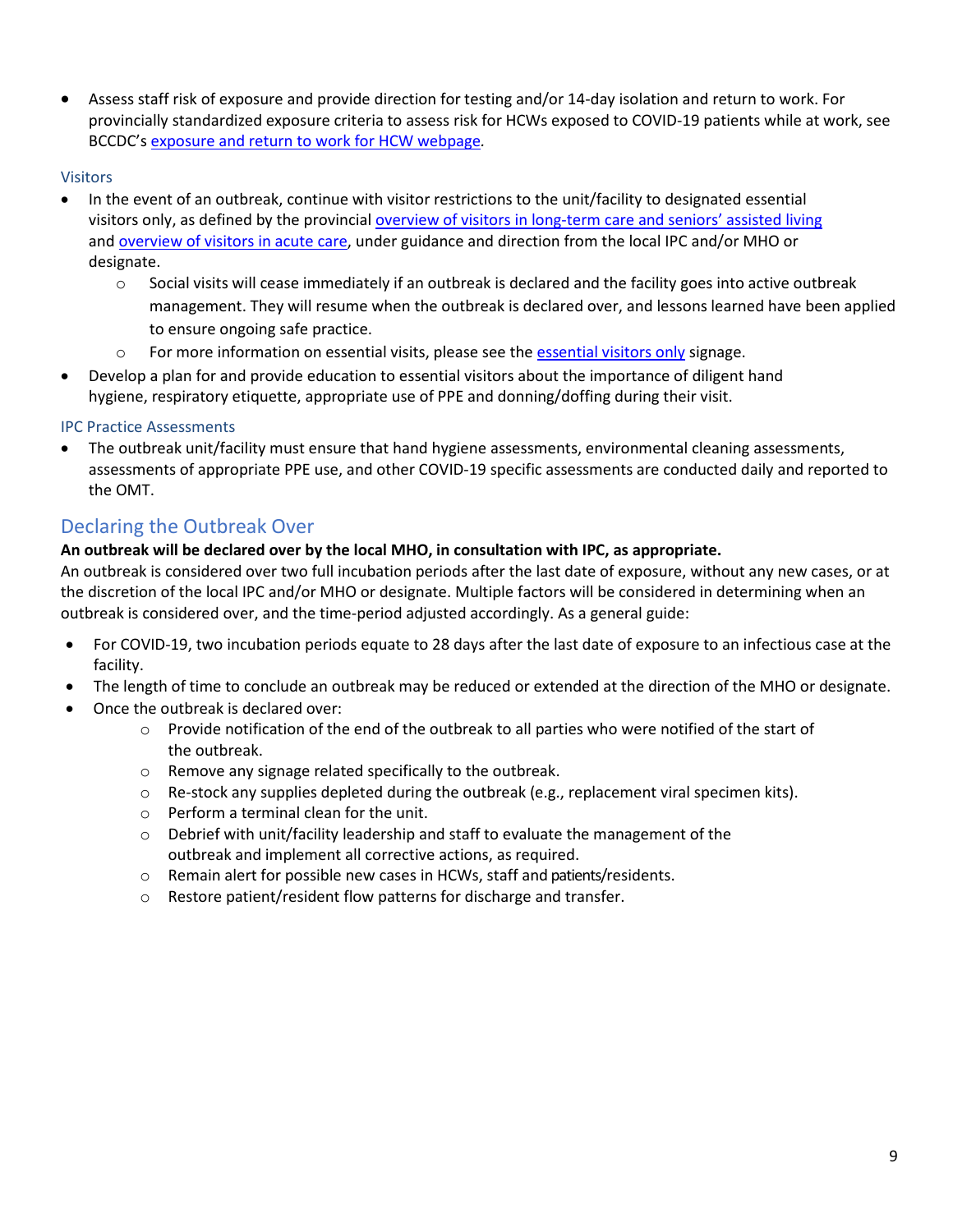- Assess staff risk of exposure and provide direction for testing and/or 14-day isolation and return to work. For provincially standardized exposure criteria to assess risk for HCWs exposed to COVID-19 patients while at work, see BCCDC's exposure and return to work for HCW webpage.

### Visitors

- In the event of an outbreak, continue with visitor restrictions to the unit/facility to designated essential visitors only, as defined by the provincial overview of visitors in long-term care and seniors' assisted living and overview of visitors in acute care, under guidance and direction from the local IPC and/or MHO or designate.
  - Social visits will cease immediately if an outbreak is declared and the facility goes into active outbreak management. They will resume when the outbreak is declared over, and lessons learned have been applied to ensure ongoing safe practice.
  - For more information on essential visits, please see the essential visitors only signage.
- Develop a plan for and provide education to essential visitors about the importance of diligent hand hygiene, respiratory etiquette, appropriate use of PPE and donning/doffing during their visit.

### IPC Practice Assessments

- The outbreak unit/facility must ensure that hand hygiene assessments, environmental cleaning assessments, assessments of appropriate PPE use, and other COVID-19 specific assessments are conducted daily and reported to the OMT.

## Declaring the Outbreak Over

**An outbreak will be declared over by the local MHO, in consultation with IPC, as appropriate.**

An outbreak is considered over two full incubation periods after the last date of exposure, without any new cases, or at the discretion of the local IPC and/or MHO or designate. Multiple factors will be considered in determining when an outbreak is considered over, and the time-period adjusted accordingly. As a general guide:

- For COVID-19, two incubation periods equate to 28 days after the last date of exposure to an infectious case at the facility.
- The length of time to conclude an outbreak may be reduced or extended at the direction of the MHO or designate.
- Once the outbreak is declared over:
  - Provide notification of the end of the outbreak to all parties who were notified of the start of the outbreak.
  - Remove any signage related specifically to the outbreak.
  - Re-stock any supplies depleted during the outbreak (e.g., replacement viral specimen kits).
  - Perform a terminal clean for the unit.
  - Debrief with unit/facility leadership and staff to evaluate the management of the outbreak and implement all corrective actions, as required.
  - Remain alert for possible new cases in HCWs, staff and patients/residents.
  - Restore patient/resident flow patterns for discharge and transfer.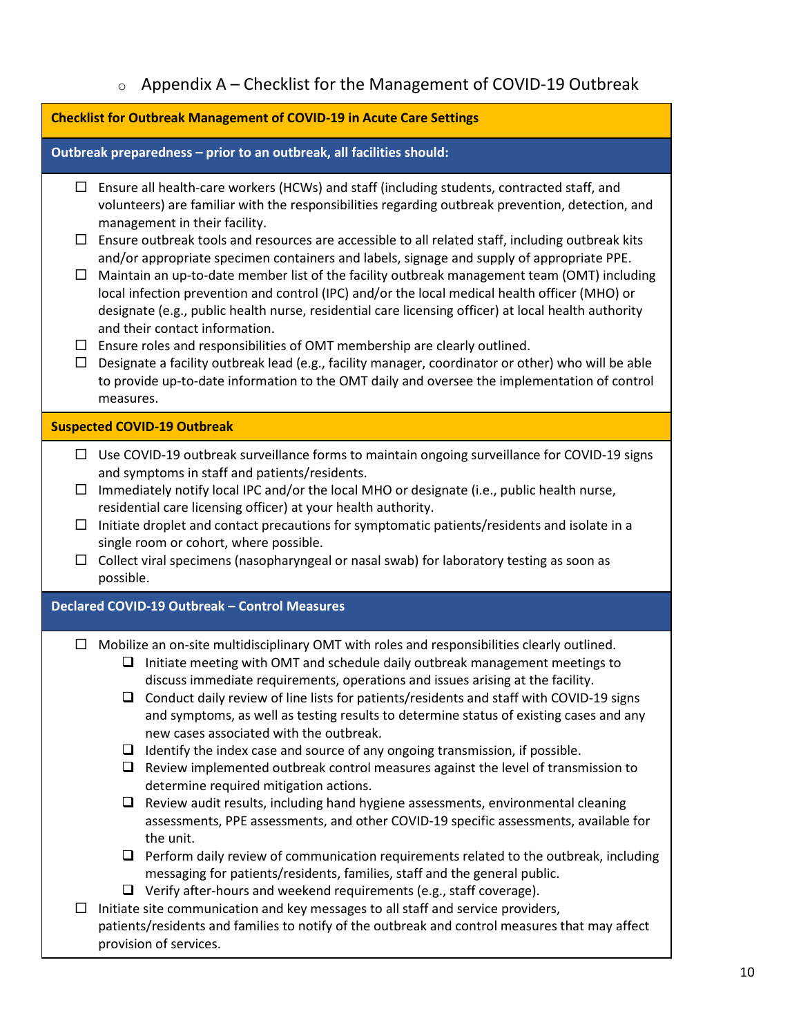## Appendix A – Checklist for the Management of COVID-19 Outbreak

**Checklist for Outbreak Management of COVID-19 in Acute Care Settings**

**Outbreak preparedness – prior to an outbreak, all facilities should:**

- ☐ Ensure all health-care workers (HCWs) and staff (including students, contracted staff, and volunteers) are familiar with the responsibilities regarding outbreak prevention, detection, and management in their facility.
- ☐ Ensure outbreak tools and resources are accessible to all related staff, including outbreak kits and/or appropriate specimen containers and labels, signage and supply of appropriate PPE.
- ☐ Maintain an up-to-date member list of the facility outbreak management team (OMT) including local infection prevention and control (IPC) and/or the local medical health officer (MHO) or designate (e.g., public health nurse, residential care licensing officer) at local health authority and their contact information.
- ☐ Ensure roles and responsibilities of OMT membership are clearly outlined.
- ☐ Designate a facility outbreak lead (e.g., facility manager, coordinator or other) who will be able to provide up-to-date information to the OMT daily and oversee the implementation of control measures.

**Suspected COVID-19 Outbreak**

- ☐ Use COVID-19 outbreak surveillance forms to maintain ongoing surveillance for COVID-19 signs and symptoms in staff and patients/residents.
- ☐ Immediately notify local IPC and/or the local MHO or designate (i.e., public health nurse, residential care licensing officer) at your health authority.
- ☐ Initiate droplet and contact precautions for symptomatic patients/residents and isolate in a single room or cohort, where possible.
- ☐ Collect viral specimens (nasopharyngeal or nasal swab) for laboratory testing as soon as possible.

**Declared COVID-19 Outbreak – Control Measures**

- ☐ Mobilize an on-site multidisciplinary OMT with roles and responsibilities clearly outlined.
  - ☐ Initiate meeting with OMT and schedule daily outbreak management meetings to discuss immediate requirements, operations and issues arising at the facility.
  - ☐ Conduct daily review of line lists for patients/residents and staff with COVID-19 signs and symptoms, as well as testing results to determine status of existing cases and any new cases associated with the outbreak.
  - ☐ Identify the index case and source of any ongoing transmission, if possible.
  - ☐ Review implemented outbreak control measures against the level of transmission to determine required mitigation actions.
  - ☐ Review audit results, including hand hygiene assessments, environmental cleaning assessments, PPE assessments, and other COVID-19 specific assessments, available for the unit.
  - ☐ Perform daily review of communication requirements related to the outbreak, including messaging for patients/residents, families, staff and the general public.
  - ☐ Verify after-hours and weekend requirements (e.g., staff coverage).
- ☐ Initiate site communication and key messages to all staff and service providers, patients/residents and families to notify of the outbreak and control measures that may affect provision of services.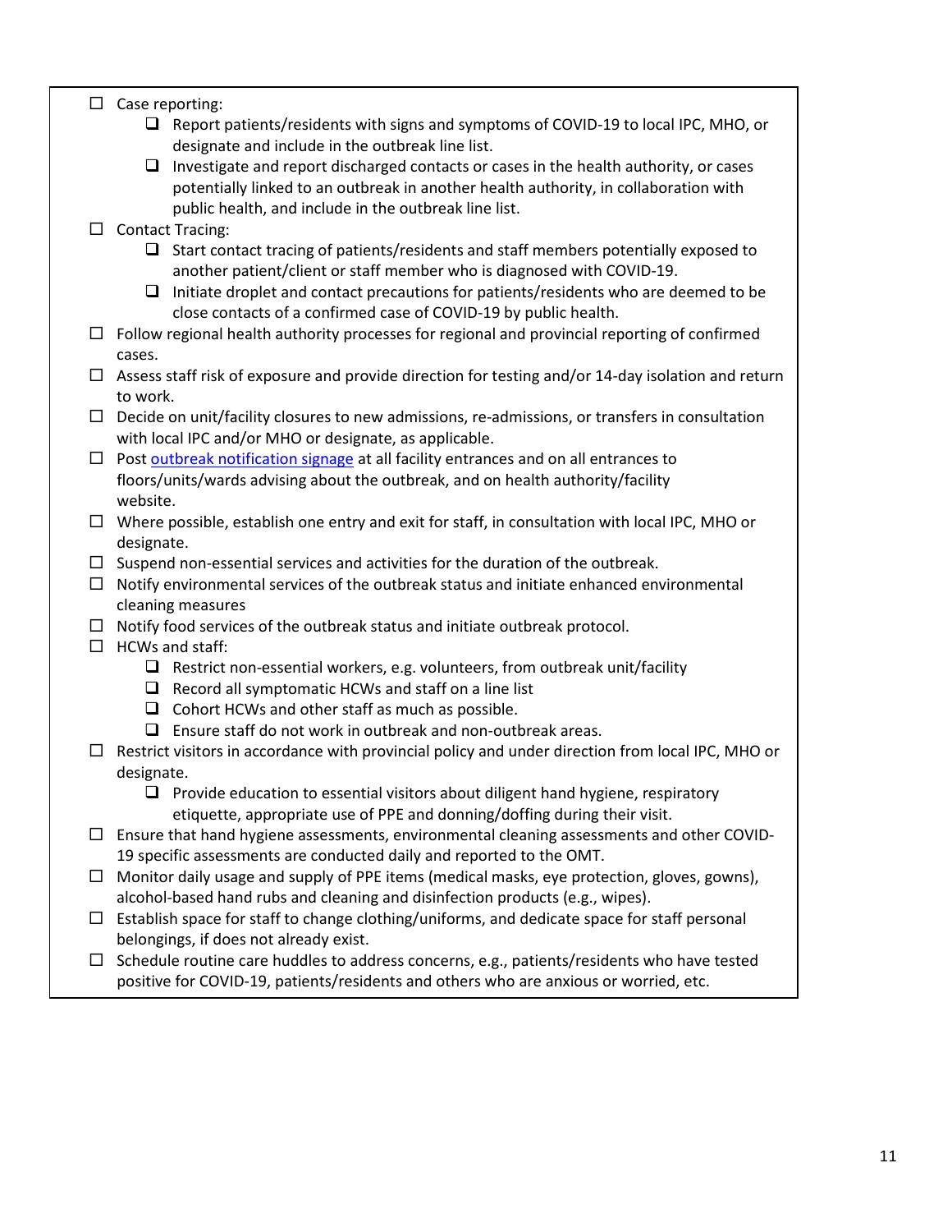- ☐ Case reporting:
  - ❑ Report patients/residents with signs and symptoms of COVID-19 to local IPC, MHO, or designate and include in the outbreak line list.
  - ❑ Investigate and report discharged contacts or cases in the health authority, or cases potentially linked to an outbreak in another health authority, in collaboration with public health, and include in the outbreak line list.
- ☐ Contact Tracing:
  - ❑ Start contact tracing of patients/residents and staff members potentially exposed to another patient/client or staff member who is diagnosed with COVID-19.
  - ❑ Initiate droplet and contact precautions for patients/residents who are deemed to be close contacts of a confirmed case of COVID-19 by public health.
- ☐ Follow regional health authority processes for regional and provincial reporting of confirmed cases.
- ☐ Assess staff risk of exposure and provide direction for testing and/or 14-day isolation and return to work.
- ☐ Decide on unit/facility closures to new admissions, re-admissions, or transfers in consultation with local IPC and/or MHO or designate, as applicable.
- ☐ Post outbreak notification signage at all facility entrances and on all entrances to floors/units/wards advising about the outbreak, and on health authority/facility website.
- ☐ Where possible, establish one entry and exit for staff, in consultation with local IPC, MHO or designate.
- ☐ Suspend non-essential services and activities for the duration of the outbreak.
- ☐ Notify environmental services of the outbreak status and initiate enhanced environmental cleaning measures
- ☐ Notify food services of the outbreak status and initiate outbreak protocol.
- ☐ HCWs and staff:
  - ❑ Restrict non-essential workers, e.g. volunteers, from outbreak unit/facility
  - ❑ Record all symptomatic HCWs and staff on a line list
  - ❑ Cohort HCWs and other staff as much as possible.
  - ❑ Ensure staff do not work in outbreak and non-outbreak areas.
- ☐ Restrict visitors in accordance with provincial policy and under direction from local IPC, MHO or designate.
  - ❑ Provide education to essential visitors about diligent hand hygiene, respiratory etiquette, appropriate use of PPE and donning/doffing during their visit.
- ☐ Ensure that hand hygiene assessments, environmental cleaning assessments and other COVID-19 specific assessments are conducted daily and reported to the OMT.
- ☐ Monitor daily usage and supply of PPE items (medical masks, eye protection, gloves, gowns), alcohol-based hand rubs and cleaning and disinfection products (e.g., wipes).
- ☐ Establish space for staff to change clothing/uniforms, and dedicate space for staff personal belongings, if does not already exist.
- ☐ Schedule routine care huddles to address concerns, e.g., patients/residents who have tested positive for COVID-19, patients/residents and others who are anxious or worried, etc.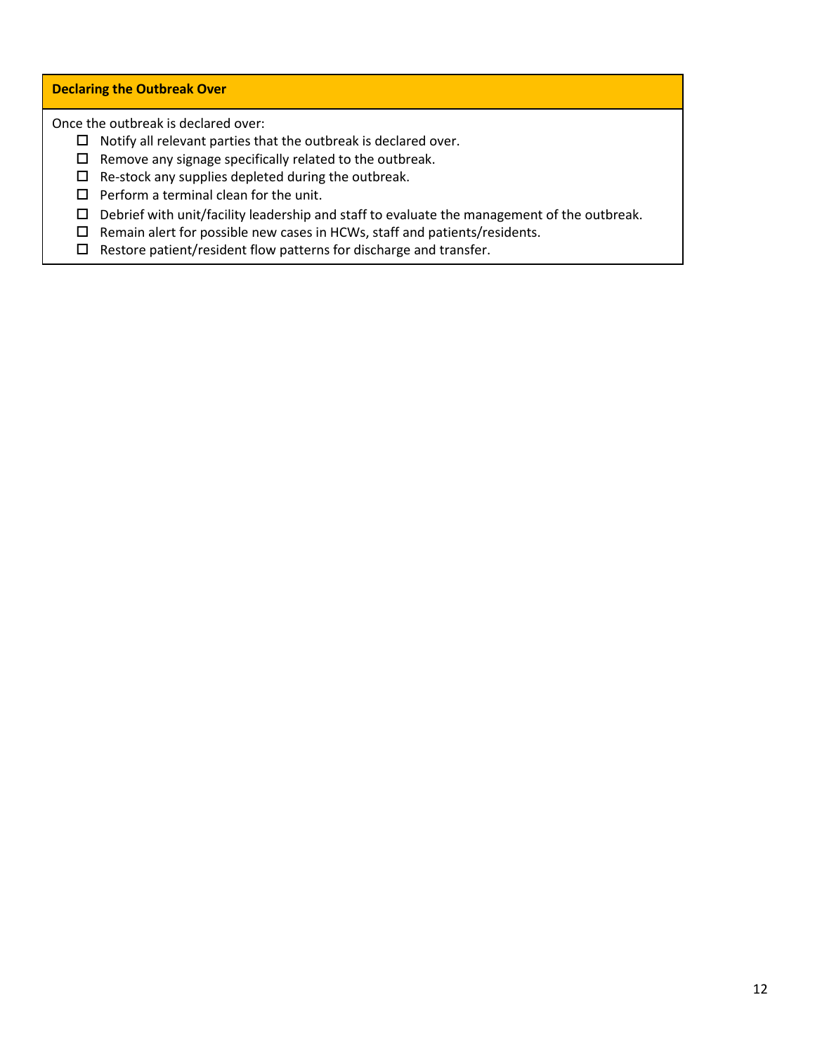**Declaring the Outbreak Over**

Once the outbreak is declared over:

- ☐ Notify all relevant parties that the outbreak is declared over.
- ☐ Remove any signage specifically related to the outbreak.
- ☐ Re-stock any supplies depleted during the outbreak.
- ☐ Perform a terminal clean for the unit.
- ☐ Debrief with unit/facility leadership and staff to evaluate the management of the outbreak.
- ☐ Remain alert for possible new cases in HCWs, staff and patients/residents.
- ☐ Restore patient/resident flow patterns for discharge and transfer.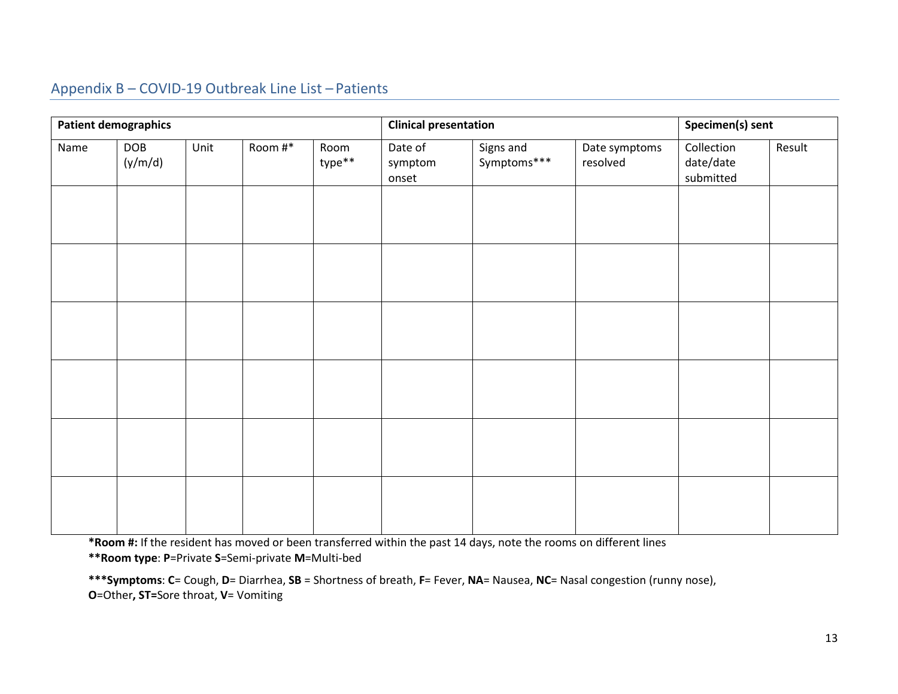## Appendix B – COVID-19 Outbreak Line List – Patients

| Patient demographics | | | | | Clinical presentation | | | Specimen(s) sent | |
|---|---|---|---|---|---|---|---|---|---|
| Name | DOB (y/m/d) | Unit | Room #* | Room type** | Date of symptom onset | Signs and Symptoms*** | Date symptoms resolved | Collection date/date submitted | Result |
| | | | | | | | | | |
| | | | | | | | | | |
| | | | | | | | | | |
| | | | | | | | | | |
| | | | | | | | | | |
| | | | | | | | | | |

**\*Room #:** If the resident has moved or been transferred within the past 14 days, note the rooms on different lines

**\*\*Room type**: **P**=Private **S**=Semi-private **M**=Multi-bed

**\*\*\*Symptoms**: **C**= Cough, **D**= Diarrhea, **SB** = Shortness of breath, **F**= Fever, **NA**= Nausea, **NC**= Nasal congestion (runny nose), **O**=Other**, ST=**Sore throat, **V**= Vomiting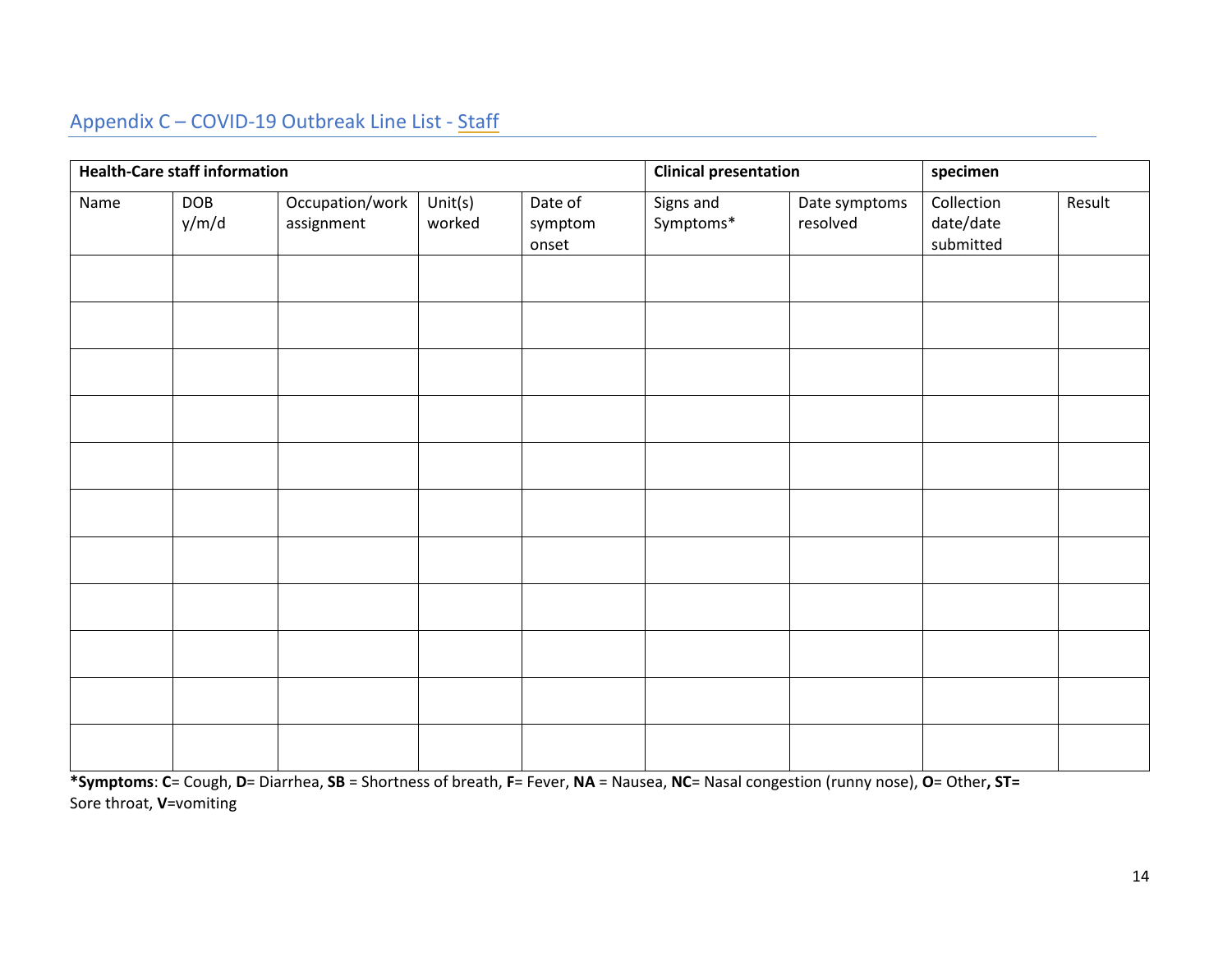## Appendix C – COVID-19 Outbreak Line List - Staff

| **Health-Care staff information** | | | | | **Clinical presentation** | | **specimen** | |
|---|---|---|---|---|---|---|---|---|
| Name | DOB y/m/d | Occupation/work assignment | Unit(s) worked | Date of symptom onset | Signs and Symptoms* | Date symptoms resolved | Collection date/date submitted | Result |
| | | | | | | | | |
| | | | | | | | | |
| | | | | | | | | |
| | | | | | | | | |
| | | | | | | | | |
| | | | | | | | | |
| | | | | | | | | |
| | | | | | | | | |
| | | | | | | | | |
| | | | | | | | | |
| | | | | | | | | |

***Symptoms**: **C**= Cough, **D**= Diarrhea, **SB** = Shortness of breath, **F**= Fever, **NA** = Nausea, **NC**= Nasal congestion (runny nose), **O**= Other**, ST=** Sore throat, **V**=vomiting